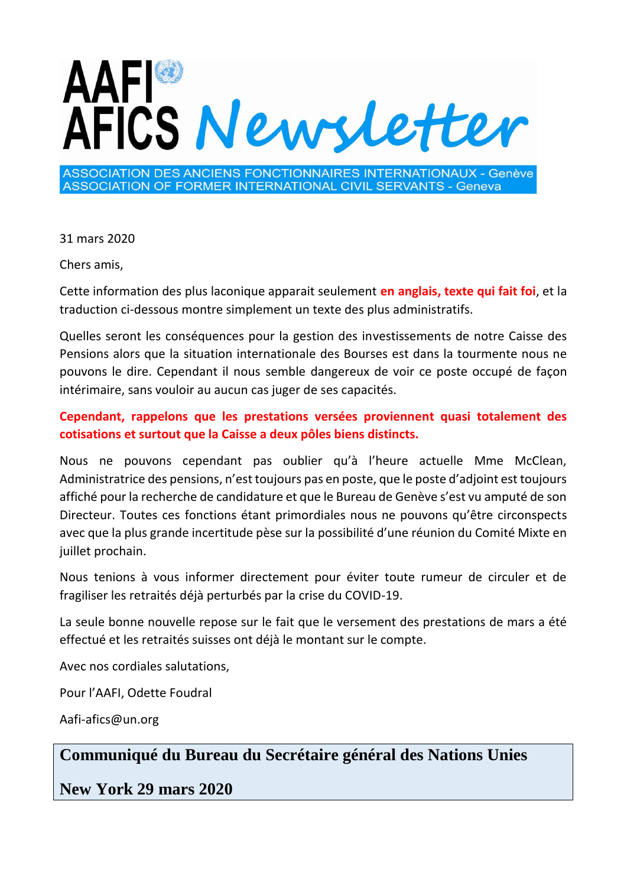# AAFI AFICS Newsletter

ASSOCIATION DES ANCIENS FONCTIONNAIRES INTERNATIONAUX - Genève
ASSOCIATION OF FORMER INTERNATIONAL CIVIL SERVANTS - Geneva

31 mars 2020

Chers amis,

Cette information des plus laconique apparait seulement **en anglais, texte qui fait foi**, et la traduction ci-dessous montre simplement un texte des plus administratifs.

Quelles seront les conséquences pour la gestion des investissements de notre Caisse des Pensions alors que la situation internationale des Bourses est dans la tourmente nous ne pouvons le dire. Cependant il nous semble dangereux de voir ce poste occupé de façon intérimaire, sans vouloir au aucun cas juger de ses capacités.

**Cependant, rappelons que les prestations versées proviennent quasi totalement des cotisations et surtout que la Caisse a deux pôles biens distincts.**

Nous ne pouvons cependant pas oublier qu'à l'heure actuelle Mme McClean, Administratrice des pensions, n'est toujours pas en poste, que le poste d'adjoint est toujours affiché pour la recherche de candidature et que le Bureau de Genève s'est vu amputé de son Directeur. Toutes ces fonctions étant primordiales nous ne pouvons qu'être circonspects avec que la plus grande incertitude pèse sur la possibilité d'une réunion du Comité Mixte en juillet prochain.

Nous tenions à vous informer directement pour éviter toute rumeur de circuler et de fragiliser les retraités déjà perturbés par la crise du COVID-19.

La seule bonne nouvelle repose sur le fait que le versement des prestations de mars a été effectué et les retraités suisses ont déjà le montant sur le compte.

Avec nos cordiales salutations,

Pour l'AAFI, Odette Foudral

Aafi-afics@un.org

## Communiqué du Bureau du Secrétaire général des Nations Unies

## New York 29 mars 2020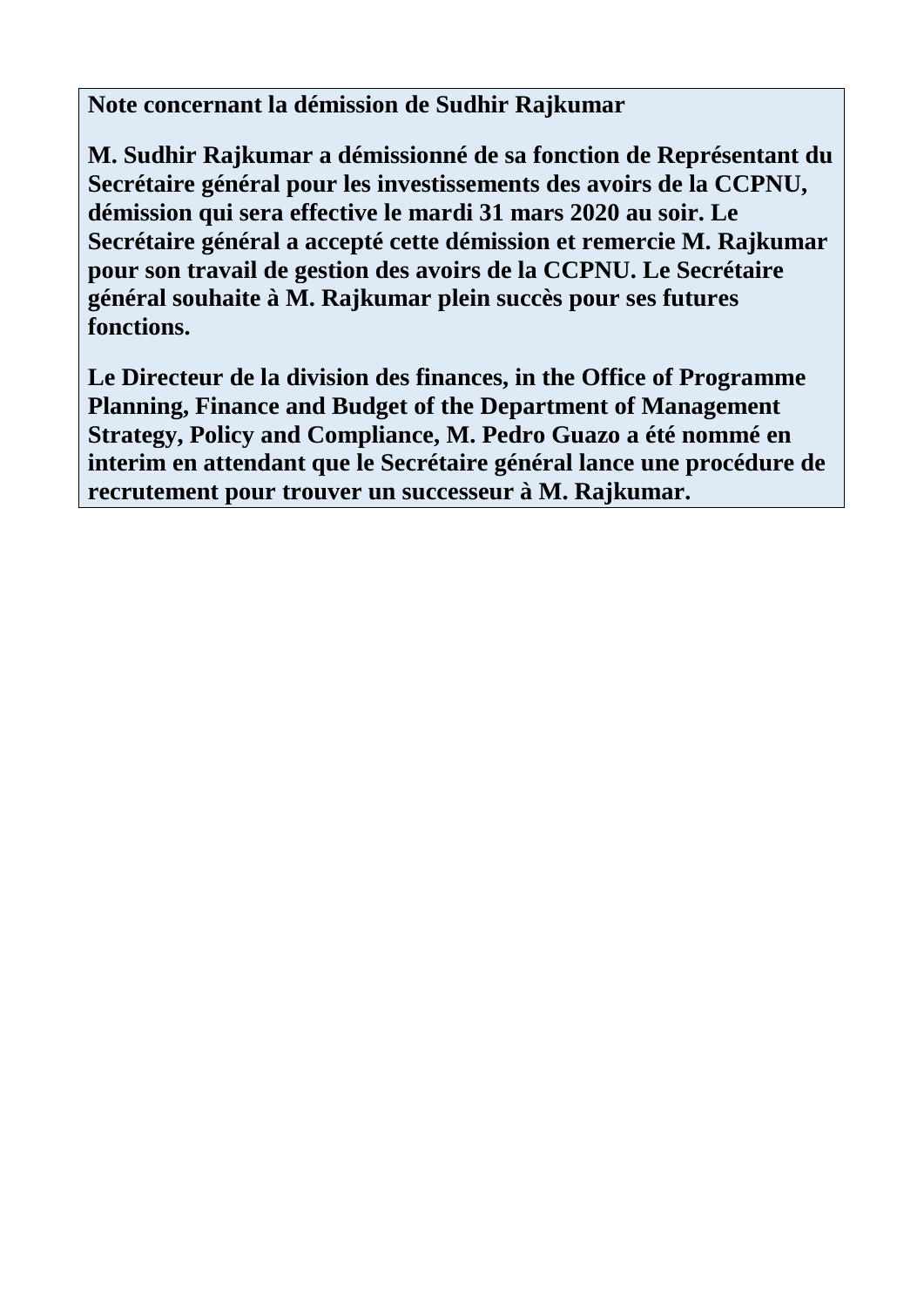**Note concernant la démission de Sudhir Rajkumar**

**M. Sudhir Rajkumar a démissionné de sa fonction de Représentant du Secrétaire général pour les investissements des avoirs de la CCPNU, démission qui sera effective le mardi 31 mars 2020 au soir. Le Secrétaire général a accepté cette démission et remercie M. Rajkumar pour son travail de gestion des avoirs de la CCPNU. Le Secrétaire général souhaite à M. Rajkumar plein succès pour ses futures fonctions.**

**Le Directeur de la division des finances, in the Office of Programme Planning, Finance and Budget of the Department of Management Strategy, Policy and Compliance, M. Pedro Guazo a été nommé en interim en attendant que le Secrétaire général lance une procédure de recrutement pour trouver un successeur à M. Rajkumar.**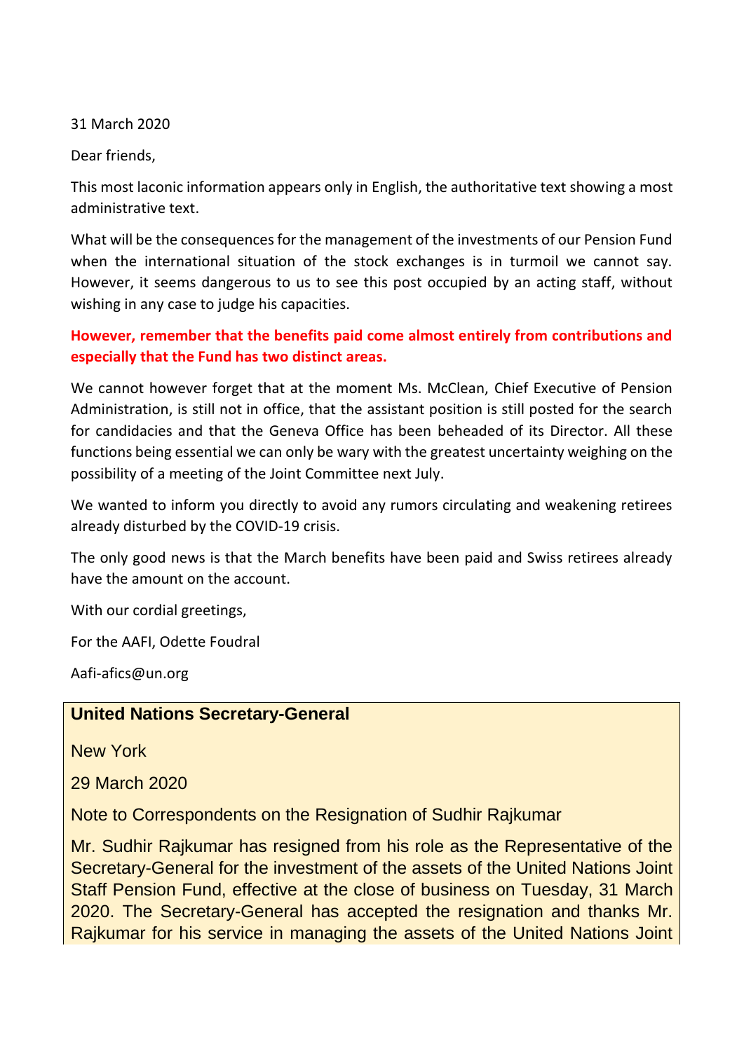31 March 2020

Dear friends,

This most laconic information appears only in English, the authoritative text showing a most administrative text.

What will be the consequences for the management of the investments of our Pension Fund when the international situation of the stock exchanges is in turmoil we cannot say. However, it seems dangerous to us to see this post occupied by an acting staff, without wishing in any case to judge his capacities.

**However, remember that the benefits paid come almost entirely from contributions and especially that the Fund has two distinct areas.**

We cannot however forget that at the moment Ms. McClean, Chief Executive of Pension Administration, is still not in office, that the assistant position is still posted for the search for candidacies and that the Geneva Office has been beheaded of its Director. All these functions being essential we can only be wary with the greatest uncertainty weighing on the possibility of a meeting of the Joint Committee next July.

We wanted to inform you directly to avoid any rumors circulating and weakening retirees already disturbed by the COVID-19 crisis.

The only good news is that the March benefits have been paid and Swiss retirees already have the amount on the account.

With our cordial greetings,

For the AAFI, Odette Foudral

Aafi-afics@un.org

**United Nations Secretary-General**

New York

29 March 2020

Note to Correspondents on the Resignation of Sudhir Rajkumar

Mr. Sudhir Rajkumar has resigned from his role as the Representative of the Secretary-General for the investment of the assets of the United Nations Joint Staff Pension Fund, effective at the close of business on Tuesday, 31 March 2020. The Secretary-General has accepted the resignation and thanks Mr. Rajkumar for his service in managing the assets of the United Nations Joint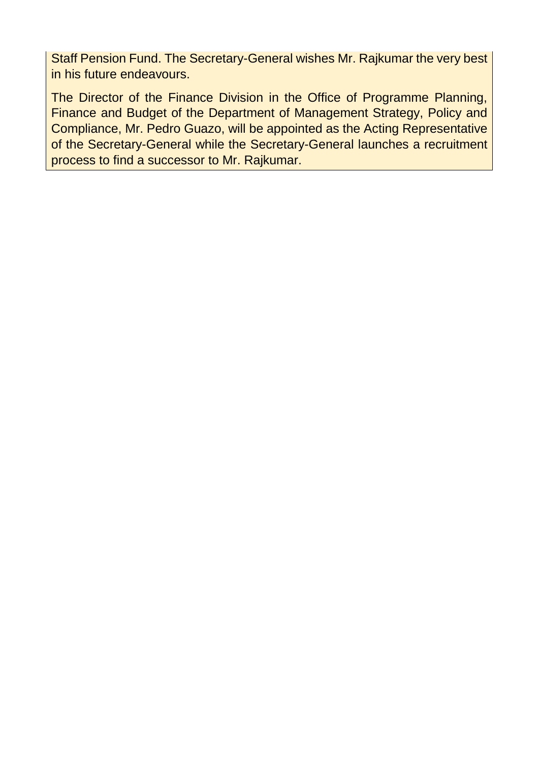Staff Pension Fund. The Secretary-General wishes Mr. Rajkumar the very best in his future endeavours.

The Director of the Finance Division in the Office of Programme Planning, Finance and Budget of the Department of Management Strategy, Policy and Compliance, Mr. Pedro Guazo, will be appointed as the Acting Representative of the Secretary-General while the Secretary-General launches a recruitment process to find a successor to Mr. Rajkumar.